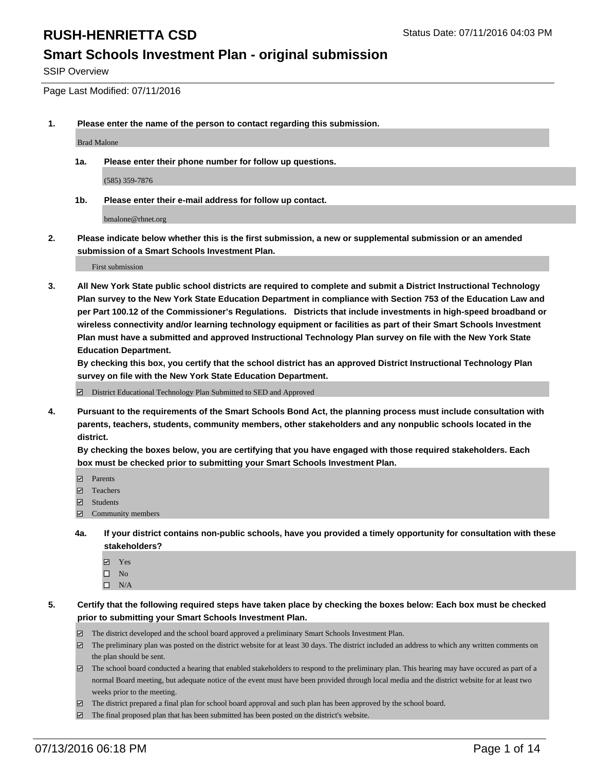# RUSH-HENRIETTA CSD

Status Date: 07/11/2016 04:03 PM

## Smart Schools Investment Plan - original submission

SSIP Overview

Page Last Modified: 07/11/2016

**1. Please enter the name of the person to contact regarding this submission.**

Brad Malone

**1a. Please enter their phone number for follow up questions.**

(585) 359-7876

**1b. Please enter their e-mail address for follow up contact.**

bmalone@rhnet.org

**2. Please indicate below whether this is the first submission, a new or supplemental submission or an amended submission of a Smart Schools Investment Plan.**

First submission

**3. All New York State public school districts are required to complete and submit a District Instructional Technology Plan survey to the New York State Education Department in compliance with Section 753 of the Education Law and per Part 100.12 of the Commissioner's Regulations. Districts that include investments in high-speed broadband or wireless connectivity and/or learning technology equipment or facilities as part of their Smart Schools Investment Plan must have a submitted and approved Instructional Technology Plan survey on file with the New York State Education Department.**
**By checking this box, you certify that the school district has an approved District Instructional Technology Plan survey on file with the New York State Education Department.**

- ☑ District Educational Technology Plan Submitted to SED and Approved

**4. Pursuant to the requirements of the Smart Schools Bond Act, the planning process must include consultation with parents, teachers, students, community members, other stakeholders and any nonpublic schools located in the district.**
**By checking the boxes below, you are certifying that you have engaged with those required stakeholders. Each box must be checked prior to submitting your Smart Schools Investment Plan.**

- ☑ Parents
- ☑ Teachers
- ☑ Students
- ☑ Community members

**4a. If your district contains non-public schools, have you provided a timely opportunity for consultation with these stakeholders?**

- ☑ Yes
- ☐ No
- ☐ N/A

**5. Certify that the following required steps have taken place by checking the boxes below: Each box must be checked prior to submitting your Smart Schools Investment Plan.**

- ☑ The district developed and the school board approved a preliminary Smart Schools Investment Plan.
- ☑ The preliminary plan was posted on the district website for at least 30 days. The district included an address to which any written comments on the plan should be sent.
- ☑ The school board conducted a hearing that enabled stakeholders to respond to the preliminary plan. This hearing may have occured as part of a normal Board meeting, but adequate notice of the event must have been provided through local media and the district website for at least two weeks prior to the meeting.
- ☑ The district prepared a final plan for school board approval and such plan has been approved by the school board.
- ☑ The final proposed plan that has been submitted has been posted on the district's website.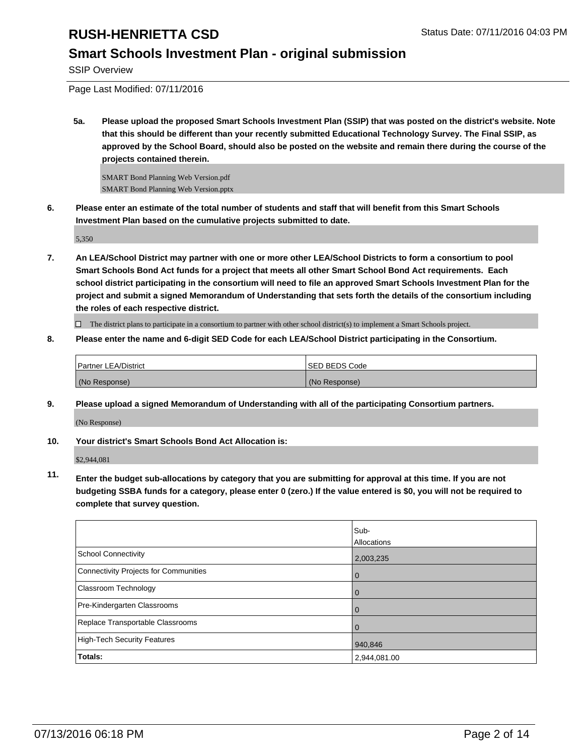**5a. Please upload the proposed Smart Schools Investment Plan (SSIP) that was posted on the district's website. Note that this should be different than your recently submitted Educational Technology Survey. The Final SSIP, as approved by the School Board, should also be posted on the website and remain there during the course of the projects contained therein.**

SMART Bond Planning Web Version.pdf
SMART Bond Planning Web Version.pptx

**6. Please enter an estimate of the total number of students and staff that will benefit from this Smart Schools Investment Plan based on the cumulative projects submitted to date.**

5,350

**7. An LEA/School District may partner with one or more other LEA/School Districts to form a consortium to pool Smart Schools Bond Act funds for a project that meets all other Smart School Bond Act requirements. Each school district participating in the consortium will need to file an approved Smart Schools Investment Plan for the project and submit a signed Memorandum of Understanding that sets forth the details of the consortium including the roles of each respective district.**

☐ The district plans to participate in a consortium to partner with other school district(s) to implement a Smart Schools project.

**8. Please enter the name and 6-digit SED Code for each LEA/School District participating in the Consortium.**

| Partner LEA/District | SED BEDS Code |
|---|---|
| (No Response) | (No Response) |

**9. Please upload a signed Memorandum of Understanding with all of the participating Consortium partners.**

(No Response)

**10. Your district's Smart Schools Bond Act Allocation is:**

$2,944,081

**11. Enter the budget sub-allocations by category that you are submitting for approval at this time. If you are not budgeting SSBA funds for a category, please enter 0 (zero.) If the value entered is $0, you will not be required to complete that survey question.**

| | Sub-Allocations |
|---|---|
| School Connectivity | 2,003,235 |
| Connectivity Projects for Communities | 0 |
| Classroom Technology | 0 |
| Pre-Kindergarten Classrooms | 0 |
| Replace Transportable Classrooms | 0 |
| High-Tech Security Features | 940,846 |
| **Totals:** | 2,944,081.00 |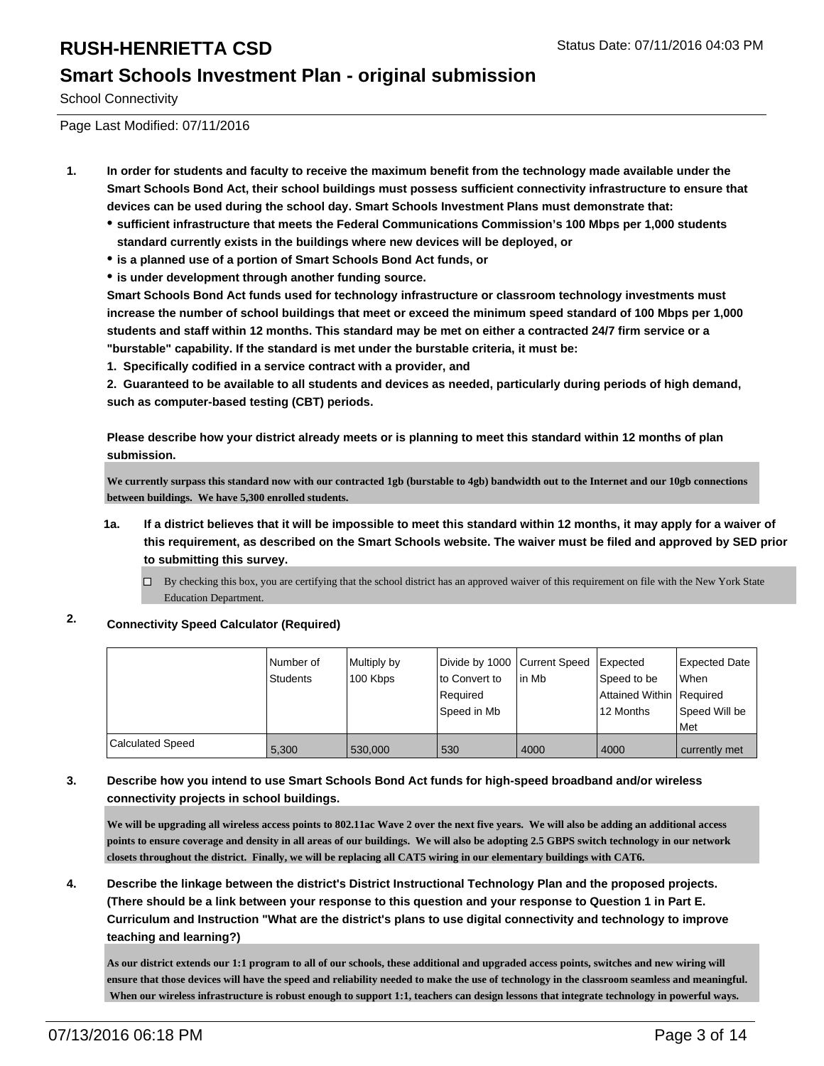# RUSH-HENRIETTA CSD

## Smart Schools Investment Plan - original submission

School Connectivity

Page Last Modified: 07/11/2016

1. **In order for students and faculty to receive the maximum benefit from the technology made available under the Smart Schools Bond Act, their school buildings must possess sufficient connectivity infrastructure to ensure that devices can be used during the school day. Smart Schools Investment Plans must demonstrate that:**
   - **sufficient infrastructure that meets the Federal Communications Commission's 100 Mbps per 1,000 students standard currently exists in the buildings where new devices will be deployed, or**
   - **is a planned use of a portion of Smart Schools Bond Act funds, or**
   - **is under development through another funding source.**

   **Smart Schools Bond Act funds used for technology infrastructure or classroom technology investments must increase the number of school buildings that meet or exceed the minimum speed standard of 100 Mbps per 1,000 students and staff within 12 months. This standard may be met on either a contracted 24/7 firm service or a "burstable" capability. If the standard is met under the burstable criteria, it must be:**

   **1. Specifically codified in a service contract with a provider, and**

   **2. Guaranteed to be available to all students and devices as needed, particularly during periods of high demand, such as computer-based testing (CBT) periods.**

   **Please describe how your district already meets or is planning to meet this standard within 12 months of plan submission.**

   We currently surpass this standard now with our contracted 1gb (burstable to 4gb) bandwidth out to the Internet and our 10gb connections between buildings. We have 5,300 enrolled students.

   **1a. If a district believes that it will be impossible to meet this standard within 12 months, it may apply for a waiver of this requirement, as described on the Smart Schools website. The waiver must be filed and approved by SED prior to submitting this survey.**

   ☐ By checking this box, you are certifying that the school district has an approved waiver of this requirement on file with the New York State Education Department.

2. **Connectivity Speed Calculator (Required)**

| | Number of Students | Multiply by 100 Kbps | Divide by 1000 to Convert to Required Speed in Mb | Current Speed in Mb | Expected Speed to be Attained Within 12 Months | Expected Date When Required Speed Will be Met |
|---|---|---|---|---|---|---|
| Calculated Speed | 5,300 | 530,000 | 530 | 4000 | 4000 | currently met |

3. **Describe how you intend to use Smart Schools Bond Act funds for high-speed broadband and/or wireless connectivity projects in school buildings.**

   We will be upgrading all wireless access points to 802.11ac Wave 2 over the next five years. We will also be adding an additional access points to ensure coverage and density in all areas of our buildings. We will also be adopting 2.5 GBPS switch technology in our network closets throughout the district. Finally, we will be replacing all CAT5 wiring in our elementary buildings with CAT6.

4. **Describe the linkage between the district's District Instructional Technology Plan and the proposed projects. (There should be a link between your response to this question and your response to Question 1 in Part E. Curriculum and Instruction "What are the district's plans to use digital connectivity and technology to improve teaching and learning?)**

   As our district extends our 1:1 program to all of our schools, these additional and upgraded access points, switches and new wiring will ensure that those devices will have the speed and reliability needed to make the use of technology in the classroom seamless and meaningful. When our wireless infrastructure is robust enough to support 1:1, teachers can design lessons that integrate technology in powerful ways.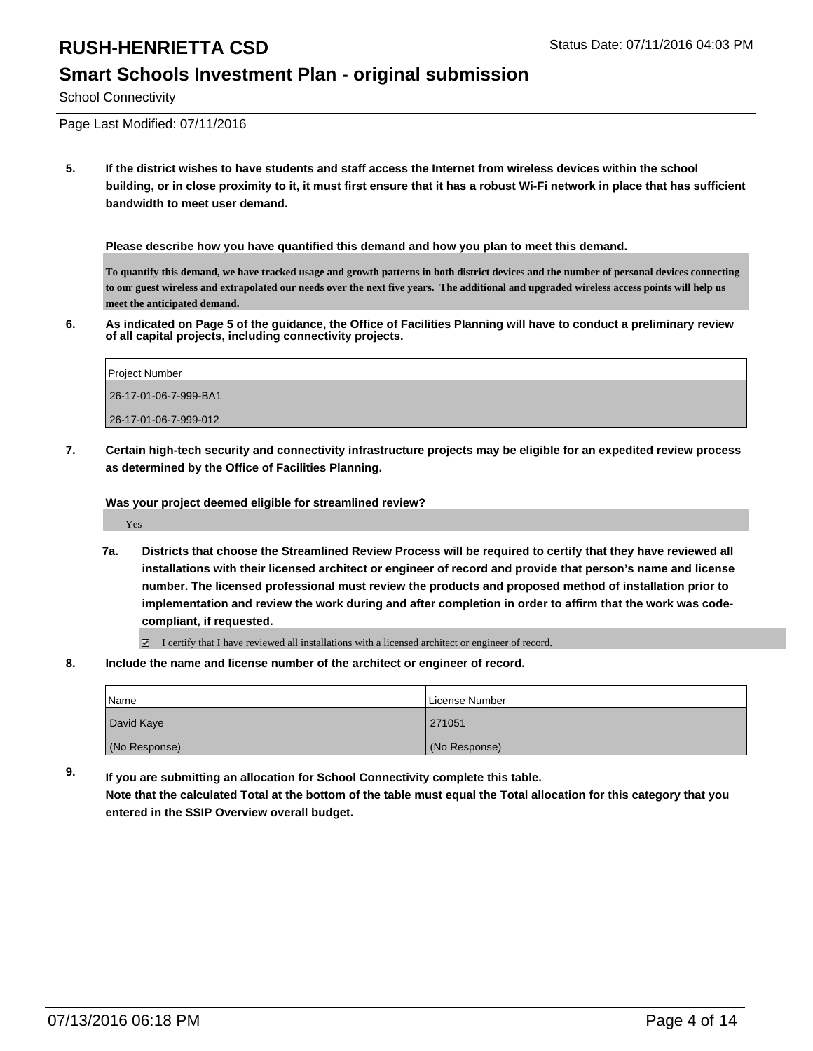# RUSH-HENRIETTA CSD

## Smart Schools Investment Plan - original submission

School Connectivity

Page Last Modified: 07/11/2016

**5. If the district wishes to have students and staff access the Internet from wireless devices within the school building, or in close proximity to it, it must first ensure that it has a robust Wi-Fi network in place that has sufficient bandwidth to meet user demand.**

**Please describe how you have quantified this demand and how you plan to meet this demand.**

To quantify this demand, we have tracked usage and growth patterns in both district devices and the number of personal devices connecting to our guest wireless and extrapolated our needs over the next five years. The additional and upgraded wireless access points will help us meet the anticipated demand.

**6. As indicated on Page 5 of the guidance, the Office of Facilities Planning will have to conduct a preliminary review of all capital projects, including connectivity projects.**

| Project Number |
|---|
| 26-17-01-06-7-999-BA1 |
| 26-17-01-06-7-999-012 |

**7. Certain high-tech security and connectivity infrastructure projects may be eligible for an expedited review process as determined by the Office of Facilities Planning.**

**Was your project deemed eligible for streamlined review?**

Yes

**7a. Districts that choose the Streamlined Review Process will be required to certify that they have reviewed all installations with their licensed architect or engineer of record and provide that person's name and license number. The licensed professional must review the products and proposed method of installation prior to implementation and review the work during and after completion in order to affirm that the work was code-compliant, if requested.**

☑ I certify that I have reviewed all installations with a licensed architect or engineer of record.

**8. Include the name and license number of the architect or engineer of record.**

| Name | License Number |
|---|---|
| David Kaye | 271051 |
| (No Response) | (No Response) |

**9. If you are submitting an allocation for School Connectivity complete this table. Note that the calculated Total at the bottom of the table must equal the Total allocation for this category that you entered in the SSIP Overview overall budget.**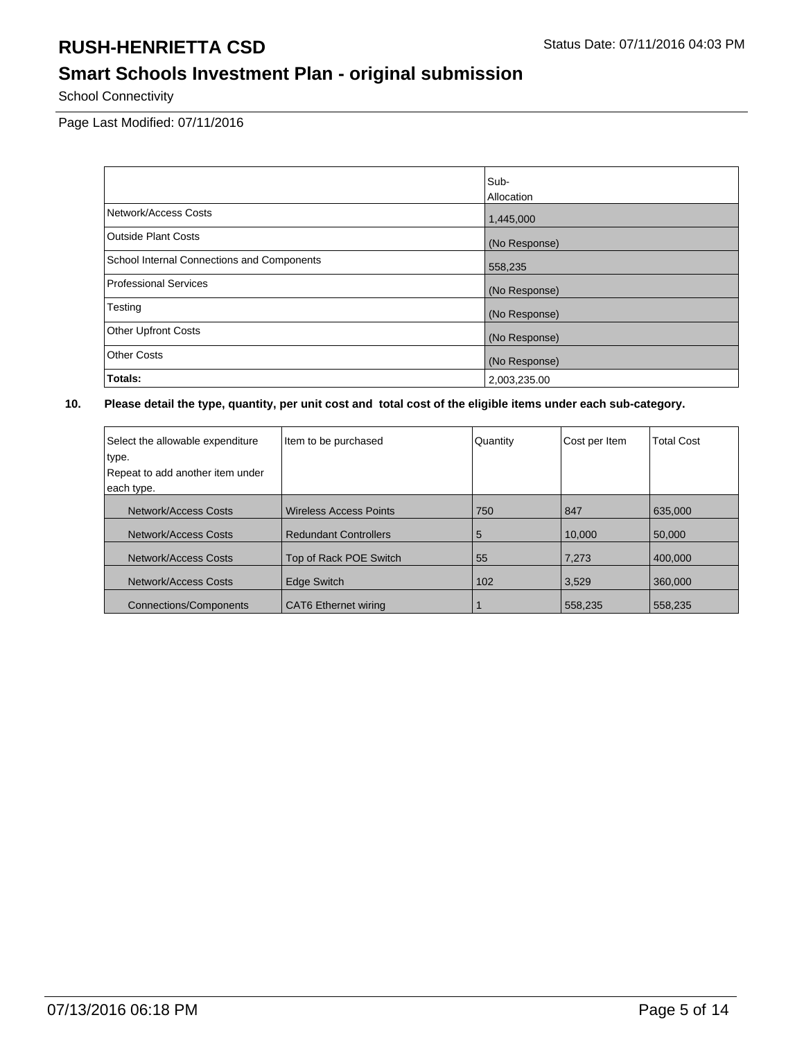# RUSH-HENRIETTA CSD

Status Date: 07/11/2016 04:03 PM

## Smart Schools Investment Plan - original submission

School Connectivity

Page Last Modified: 07/11/2016

| | Sub-Allocation |
|---|---|
| Network/Access Costs | 1,445,000 |
| Outside Plant Costs | (No Response) |
| School Internal Connections and Components | 558,235 |
| Professional Services | (No Response) |
| Testing | (No Response) |
| Other Upfront Costs | (No Response) |
| Other Costs | (No Response) |
| **Totals:** | 2,003,235.00 |

**10. Please detail the type, quantity, per unit cost and total cost of the eligible items under each sub-category.**

| Select the allowable expenditure type. Repeat to add another item under each type. | Item to be purchased | Quantity | Cost per Item | Total Cost |
|---|---|---|---|---|
| Network/Access Costs | Wireless Access Points | 750 | 847 | 635,000 |
| Network/Access Costs | Redundant Controllers | 5 | 10,000 | 50,000 |
| Network/Access Costs | Top of Rack POE Switch | 55 | 7,273 | 400,000 |
| Network/Access Costs | Edge Switch | 102 | 3,529 | 360,000 |
| Connections/Components | CAT6 Ethernet wiring | 1 | 558,235 | 558,235 |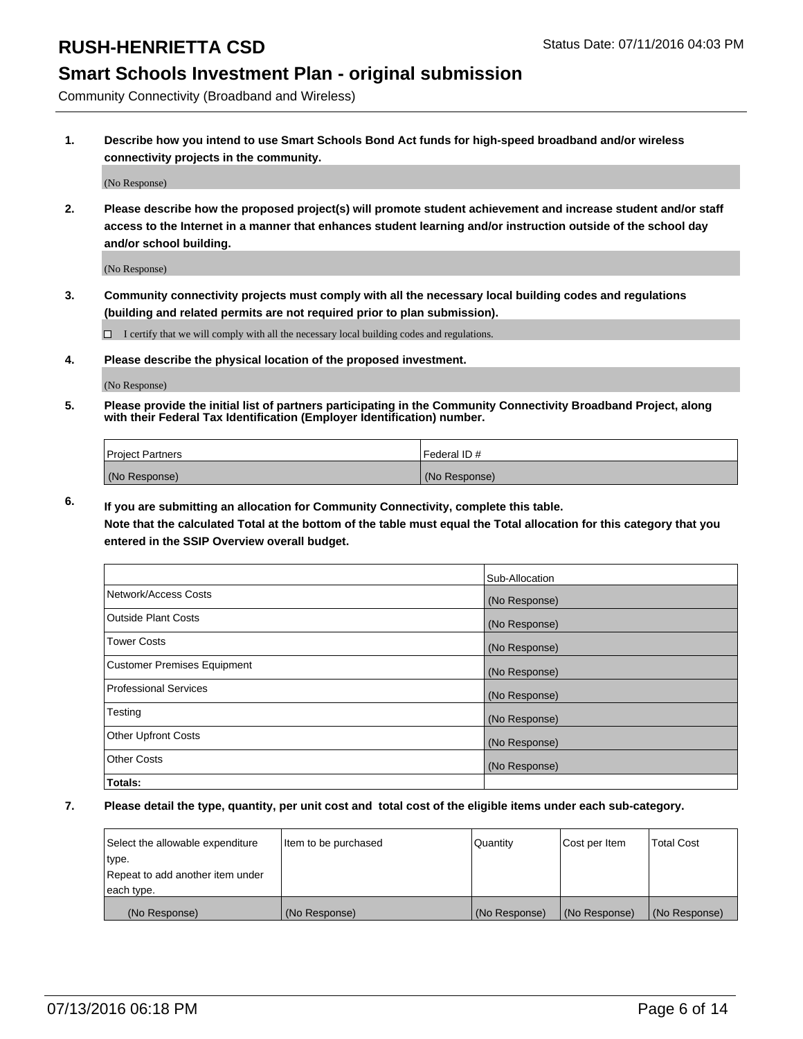# RUSH-HENRIETTA CSD

Status Date: 07/11/2016 04:03 PM

## Smart Schools Investment Plan - original submission

Community Connectivity (Broadband and Wireless)

**1. Describe how you intend to use Smart Schools Bond Act funds for high-speed broadband and/or wireless connectivity projects in the community.**

(No Response)

**2. Please describe how the proposed project(s) will promote student achievement and increase student and/or staff access to the Internet in a manner that enhances student learning and/or instruction outside of the school day and/or school building.**

(No Response)

**3. Community connectivity projects must comply with all the necessary local building codes and regulations (building and related permits are not required prior to plan submission).**

☐ I certify that we will comply with all the necessary local building codes and regulations.

**4. Please describe the physical location of the proposed investment.**

(No Response)

**5. Please provide the initial list of partners participating in the Community Connectivity Broadband Project, along with their Federal Tax Identification (Employer Identification) number.**

| Project Partners | Federal ID # |
|---|---|
| (No Response) | (No Response) |

**6. If you are submitting an allocation for Community Connectivity, complete this table. Note that the calculated Total at the bottom of the table must equal the Total allocation for this category that you entered in the SSIP Overview overall budget.**

| | Sub-Allocation |
|---|---|
| Network/Access Costs | (No Response) |
| Outside Plant Costs | (No Response) |
| Tower Costs | (No Response) |
| Customer Premises Equipment | (No Response) |
| Professional Services | (No Response) |
| Testing | (No Response) |
| Other Upfront Costs | (No Response) |
| Other Costs | (No Response) |
| **Totals:** | |

**7. Please detail the type, quantity, per unit cost and total cost of the eligible items under each sub-category.**

| Select the allowable expenditure type. Repeat to add another item under each type. | Item to be purchased | Quantity | Cost per Item | Total Cost |
|---|---|---|---|---|
| (No Response) | (No Response) | (No Response) | (No Response) | (No Response) |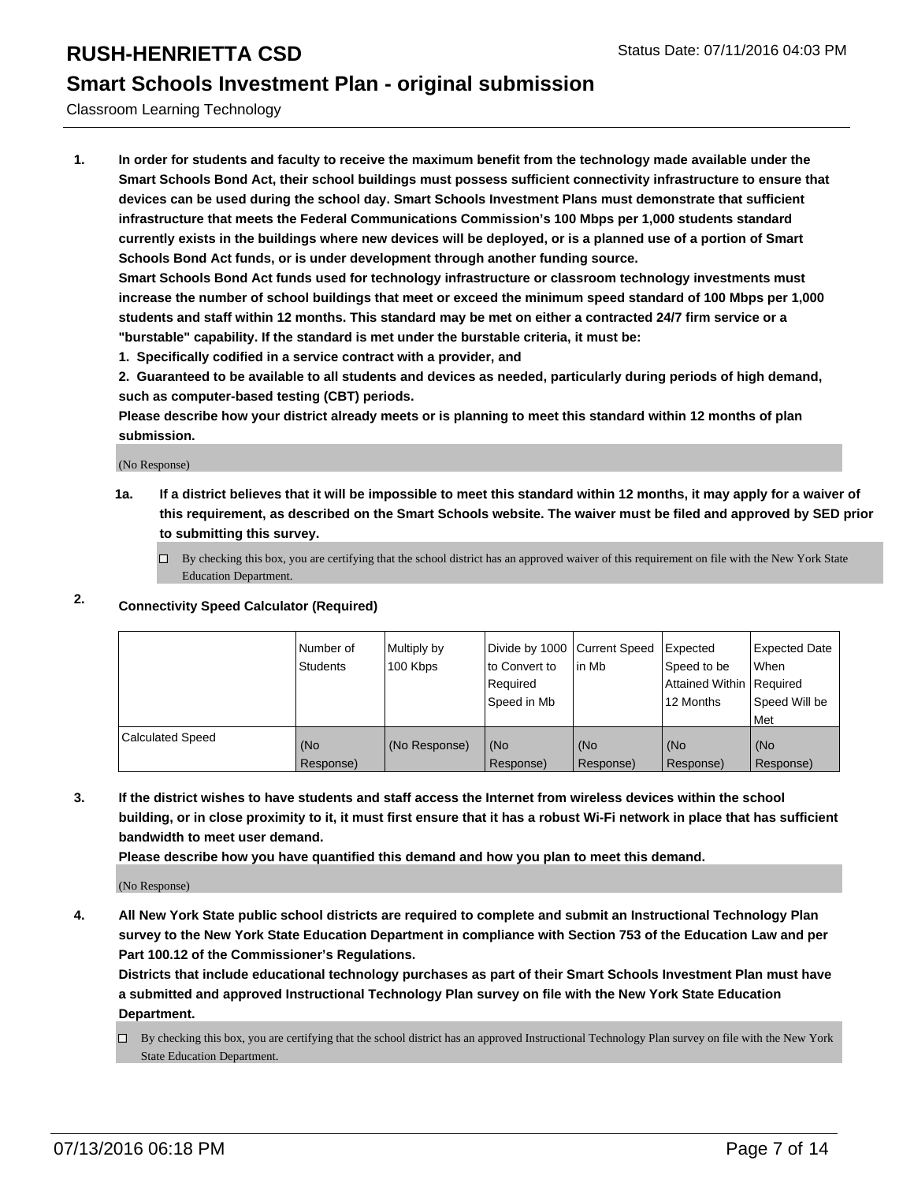# RUSH-HENRIETTA CSD

Status Date: 07/11/2016 04:03 PM

## Smart Schools Investment Plan - original submission

Classroom Learning Technology

1. **In order for students and faculty to receive the maximum benefit from the technology made available under the Smart Schools Bond Act, their school buildings must possess sufficient connectivity infrastructure to ensure that devices can be used during the school day. Smart Schools Investment Plans must demonstrate that sufficient infrastructure that meets the Federal Communications Commission's 100 Mbps per 1,000 students standard currently exists in the buildings where new devices will be deployed, or is a planned use of a portion of Smart Schools Bond Act funds, or is under development through another funding source.**

   **Smart Schools Bond Act funds used for technology infrastructure or classroom technology investments must increase the number of school buildings that meet or exceed the minimum speed standard of 100 Mbps per 1,000 students and staff within 12 months. This standard may be met on either a contracted 24/7 firm service or a "burstable" capability. If the standard is met under the burstable criteria, it must be:**

   **1. Specifically codified in a service contract with a provider, and**

   **2. Guaranteed to be available to all students and devices as needed, particularly during periods of high demand, such as computer-based testing (CBT) periods.**

   **Please describe how your district already meets or is planning to meet this standard within 12 months of plan submission.**

   (No Response)

   **1a. If a district believes that it will be impossible to meet this standard within 12 months, it may apply for a waiver of this requirement, as described on the Smart Schools website. The waiver must be filed and approved by SED prior to submitting this survey.**

   ☐ By checking this box, you are certifying that the school district has an approved waiver of this requirement on file with the New York State Education Department.

2. **Connectivity Speed Calculator (Required)**

| | Number of Students | Multiply by 100 Kbps | Divide by 1000 to Convert to Required Speed in Mb | Current Speed in Mb | Expected Speed to be Attained Within 12 Months | Expected Date When Required Speed Will be Met |
|---|---|---|---|---|---|---|
| Calculated Speed | (No Response) | (No Response) | (No Response) | (No Response) | (No Response) | (No Response) |

3. **If the district wishes to have students and staff access the Internet from wireless devices within the school building, or in close proximity to it, it must first ensure that it has a robust Wi-Fi network in place that has sufficient bandwidth to meet user demand.**

   **Please describe how you have quantified this demand and how you plan to meet this demand.**

   (No Response)

4. **All New York State public school districts are required to complete and submit an Instructional Technology Plan survey to the New York State Education Department in compliance with Section 753 of the Education Law and per Part 100.12 of the Commissioner's Regulations.**

   **Districts that include educational technology purchases as part of their Smart Schools Investment Plan must have a submitted and approved Instructional Technology Plan survey on file with the New York State Education Department.**

   ☐ By checking this box, you are certifying that the school district has an approved Instructional Technology Plan survey on file with the New York State Education Department.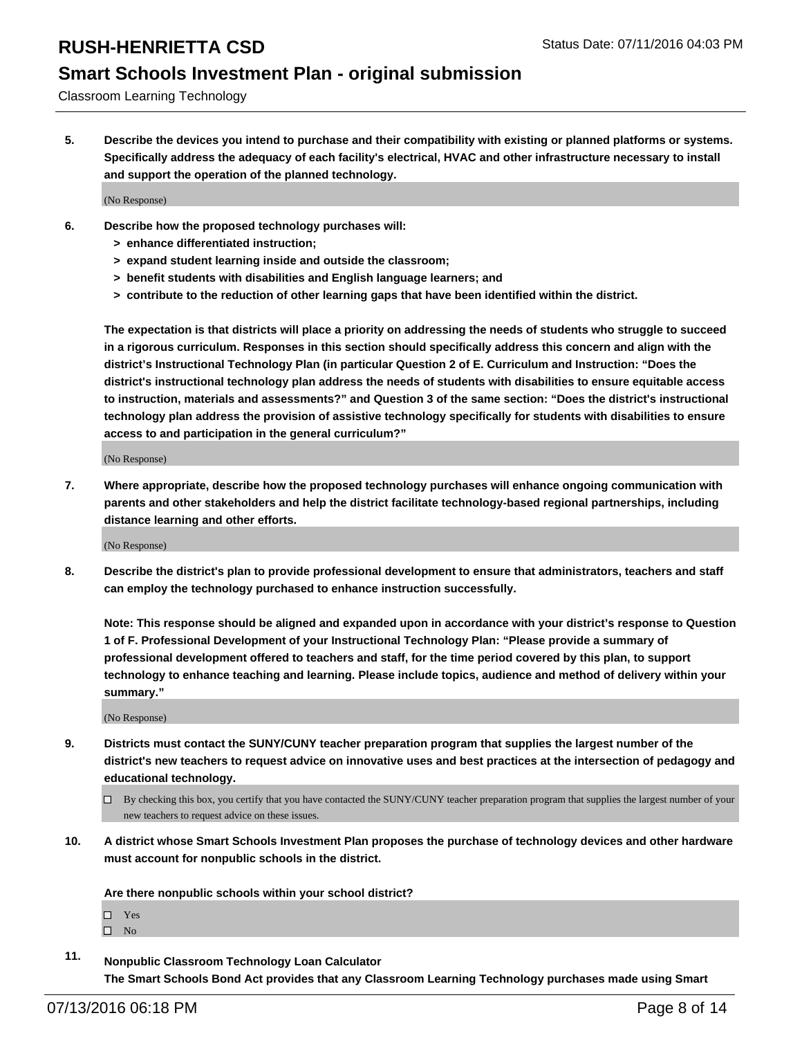**Classroom Learning Technology**

**5. Describe the devices you intend to purchase and their compatibility with existing or planned platforms or systems. Specifically address the adequacy of each facility's electrical, HVAC and other infrastructure necessary to install and support the operation of the planned technology.**

(No Response)

**6. Describe how the proposed technology purchases will:**

- **> enhance differentiated instruction;**
- **> expand student learning inside and outside the classroom;**
- **> benefit students with disabilities and English language learners; and**
- **> contribute to the reduction of other learning gaps that have been identified within the district.**

**The expectation is that districts will place a priority on addressing the needs of students who struggle to succeed in a rigorous curriculum. Responses in this section should specifically address this concern and align with the district's Instructional Technology Plan (in particular Question 2 of E. Curriculum and Instruction: "Does the district's instructional technology plan address the needs of students with disabilities to ensure equitable access to instruction, materials and assessments?" and Question 3 of the same section: "Does the district's instructional technology plan address the provision of assistive technology specifically for students with disabilities to ensure access to and participation in the general curriculum?"**

(No Response)

**7. Where appropriate, describe how the proposed technology purchases will enhance ongoing communication with parents and other stakeholders and help the district facilitate technology-based regional partnerships, including distance learning and other efforts.**

(No Response)

**8. Describe the district's plan to provide professional development to ensure that administrators, teachers and staff can employ the technology purchased to enhance instruction successfully.**

**Note: This response should be aligned and expanded upon in accordance with your district's response to Question 1 of F. Professional Development of your Instructional Technology Plan: "Please provide a summary of professional development offered to teachers and staff, for the time period covered by this plan, to support technology to enhance teaching and learning. Please include topics, audience and method of delivery within your summary."**

(No Response)

**9. Districts must contact the SUNY/CUNY teacher preparation program that supplies the largest number of the district's new teachers to request advice on innovative uses and best practices at the intersection of pedagogy and educational technology.**

☐ By checking this box, you certify that you have contacted the SUNY/CUNY teacher preparation program that supplies the largest number of your new teachers to request advice on these issues.

**10. A district whose Smart Schools Investment Plan proposes the purchase of technology devices and other hardware must account for nonpublic schools in the district.**

**Are there nonpublic schools within your school district?**

☐ Yes
☐ No

**11. Nonpublic Classroom Technology Loan Calculator**
**The Smart Schools Bond Act provides that any Classroom Learning Technology purchases made using Smart**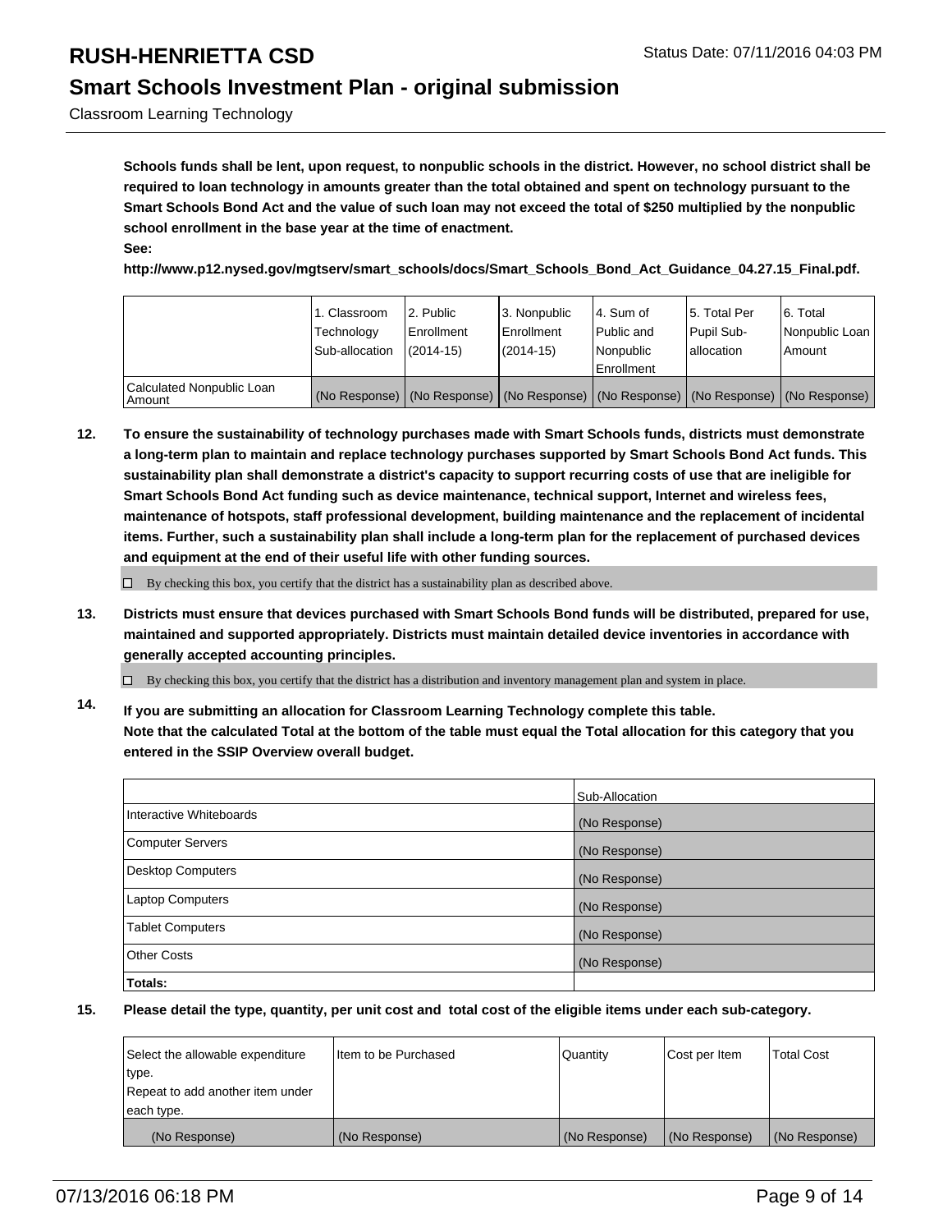**Schools funds shall be lent, upon request, to nonpublic schools in the district. However, no school district shall be required to loan technology in amounts greater than the total obtained and spent on technology pursuant to the Smart Schools Bond Act and the value of such loan may not exceed the total of $250 multiplied by the nonpublic school enrollment in the base year at the time of enactment.**
**See:**
**http://www.p12.nysed.gov/mgtserv/smart_schools/docs/Smart_Schools_Bond_Act_Guidance_04.27.15_Final.pdf.**

| | 1. Classroom Technology Sub-allocation | 2. Public Enrollment (2014-15) | 3. Nonpublic Enrollment (2014-15) | 4. Sum of Public and Nonpublic Enrollment | 5. Total Per Pupil Sub-allocation | 6. Total Nonpublic Loan Amount |
|---|---|---|---|---|---|---|
| Calculated Nonpublic Loan Amount | (No Response) | (No Response) | (No Response) | (No Response) | (No Response) | (No Response) |

**12. To ensure the sustainability of technology purchases made with Smart Schools funds, districts must demonstrate a long-term plan to maintain and replace technology purchases supported by Smart Schools Bond Act funds. This sustainability plan shall demonstrate a district's capacity to support recurring costs of use that are ineligible for Smart Schools Bond Act funding such as device maintenance, technical support, Internet and wireless fees, maintenance of hotspots, staff professional development, building maintenance and the replacement of incidental items. Further, such a sustainability plan shall include a long-term plan for the replacement of purchased devices and equipment at the end of their useful life with other funding sources.**

☐ By checking this box, you certify that the district has a sustainability plan as described above.

**13. Districts must ensure that devices purchased with Smart Schools Bond funds will be distributed, prepared for use, maintained and supported appropriately. Districts must maintain detailed device inventories in accordance with generally accepted accounting principles.**

☐ By checking this box, you certify that the district has a distribution and inventory management plan and system in place.

**14. If you are submitting an allocation for Classroom Learning Technology complete this table. Note that the calculated Total at the bottom of the table must equal the Total allocation for this category that you entered in the SSIP Overview overall budget.**

| | Sub-Allocation |
|---|---|
| Interactive Whiteboards | (No Response) |
| Computer Servers | (No Response) |
| Desktop Computers | (No Response) |
| Laptop Computers | (No Response) |
| Tablet Computers | (No Response) |
| Other Costs | (No Response) |
| **Totals:** | |

**15. Please detail the type, quantity, per unit cost and total cost of the eligible items under each sub-category.**

| Select the allowable expenditure type. Repeat to add another item under each type. | Item to be Purchased | Quantity | Cost per Item | Total Cost |
|---|---|---|---|---|
| (No Response) | (No Response) | (No Response) | (No Response) | (No Response) |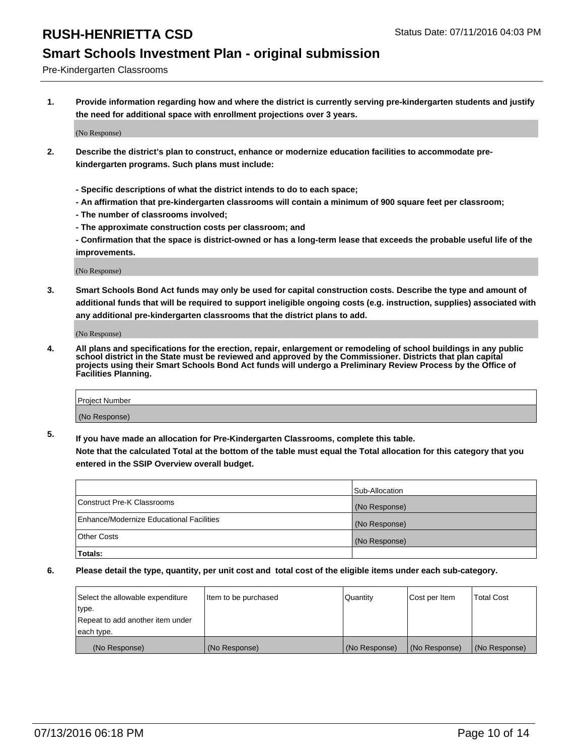# RUSH-HENRIETTA CSD

Status Date: 07/11/2016 04:03 PM

## Smart Schools Investment Plan - original submission

Pre-Kindergarten Classrooms

**1. Provide information regarding how and where the district is currently serving pre-kindergarten students and justify the need for additional space with enrollment projections over 3 years.**

(No Response)

**2. Describe the district's plan to construct, enhance or modernize education facilities to accommodate pre-kindergarten programs. Such plans must include:**

**- Specific descriptions of what the district intends to do to each space;**
**- An affirmation that pre-kindergarten classrooms will contain a minimum of 900 square feet per classroom;**
**- The number of classrooms involved;**
**- The approximate construction costs per classroom; and**
**- Confirmation that the space is district-owned or has a long-term lease that exceeds the probable useful life of the improvements.**

(No Response)

**3. Smart Schools Bond Act funds may only be used for capital construction costs. Describe the type and amount of additional funds that will be required to support ineligible ongoing costs (e.g. instruction, supplies) associated with any additional pre-kindergarten classrooms that the district plans to add.**

(No Response)

**4. All plans and specifications for the erection, repair, enlargement or remodeling of school buildings in any public school district in the State must be reviewed and approved by the Commissioner. Districts that plan capital projects using their Smart Schools Bond Act funds will undergo a Preliminary Review Process by the Office of Facilities Planning.**

| Project Number |
|---|
| (No Response) |

**5. If you have made an allocation for Pre-Kindergarten Classrooms, complete this table.**
**Note that the calculated Total at the bottom of the table must equal the Total allocation for this category that you entered in the SSIP Overview overall budget.**

| | Sub-Allocation |
|---|---|
| Construct Pre-K Classrooms | (No Response) |
| Enhance/Modernize Educational Facilities | (No Response) |
| Other Costs | (No Response) |
| **Totals:** | |

**6. Please detail the type, quantity, per unit cost and total cost of the eligible items under each sub-category.**

| Select the allowable expenditure type. Repeat to add another item under each type. | Item to be purchased | Quantity | Cost per Item | Total Cost |
|---|---|---|---|---|
| (No Response) | (No Response) | (No Response) | (No Response) | (No Response) |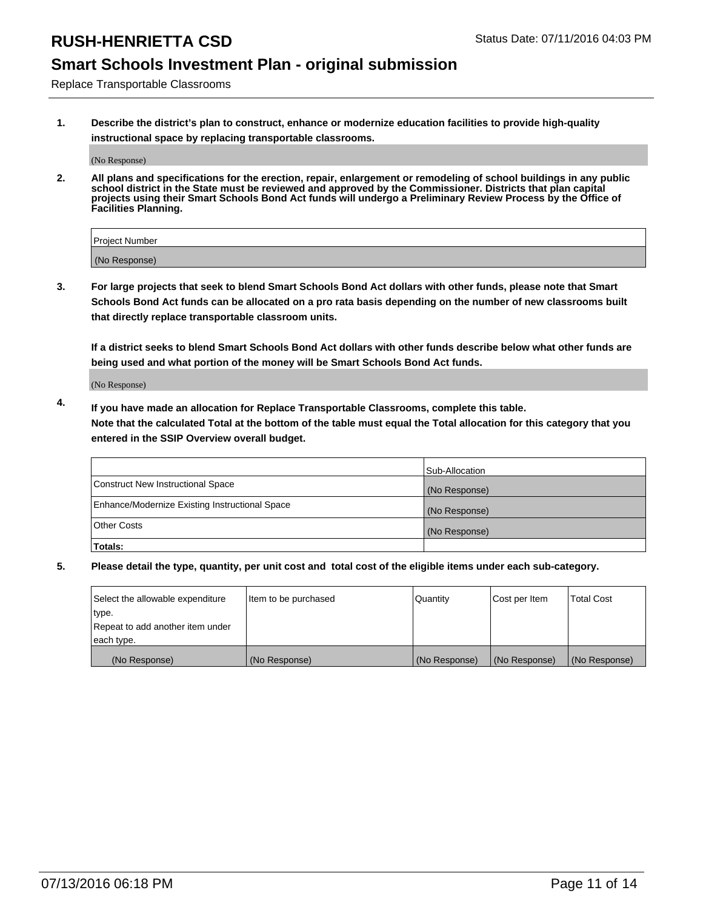# RUSH-HENRIETTA CSD

Status Date: 07/11/2016 04:03 PM

## Smart Schools Investment Plan - original submission

Replace Transportable Classrooms

**1. Describe the district's plan to construct, enhance or modernize education facilities to provide high-quality instructional space by replacing transportable classrooms.**

(No Response)

**2. All plans and specifications for the erection, repair, enlargement or remodeling of school buildings in any public school district in the State must be reviewed and approved by the Commissioner. Districts that plan capital projects using their Smart Schools Bond Act funds will undergo a Preliminary Review Process by the Office of Facilities Planning.**

| Project Number |
| --- |
| (No Response) |

**3. For large projects that seek to blend Smart Schools Bond Act dollars with other funds, please note that Smart Schools Bond Act funds can be allocated on a pro rata basis depending on the number of new classrooms built that directly replace transportable classroom units.**

**If a district seeks to blend Smart Schools Bond Act dollars with other funds describe below what other funds are being used and what portion of the money will be Smart Schools Bond Act funds.**

(No Response)

**4. If you have made an allocation for Replace Transportable Classrooms, complete this table. Note that the calculated Total at the bottom of the table must equal the Total allocation for this category that you entered in the SSIP Overview overall budget.**

| | Sub-Allocation |
| --- | --- |
| Construct New Instructional Space | (No Response) |
| Enhance/Modernize Existing Instructional Space | (No Response) |
| Other Costs | (No Response) |
| **Totals:** | |

**5. Please detail the type, quantity, per unit cost and total cost of the eligible items under each sub-category.**

| Select the allowable expenditure type. Repeat to add another item under each type. | Item to be purchased | Quantity | Cost per Item | Total Cost |
| --- | --- | --- | --- | --- |
| (No Response) | (No Response) | (No Response) | (No Response) | (No Response) |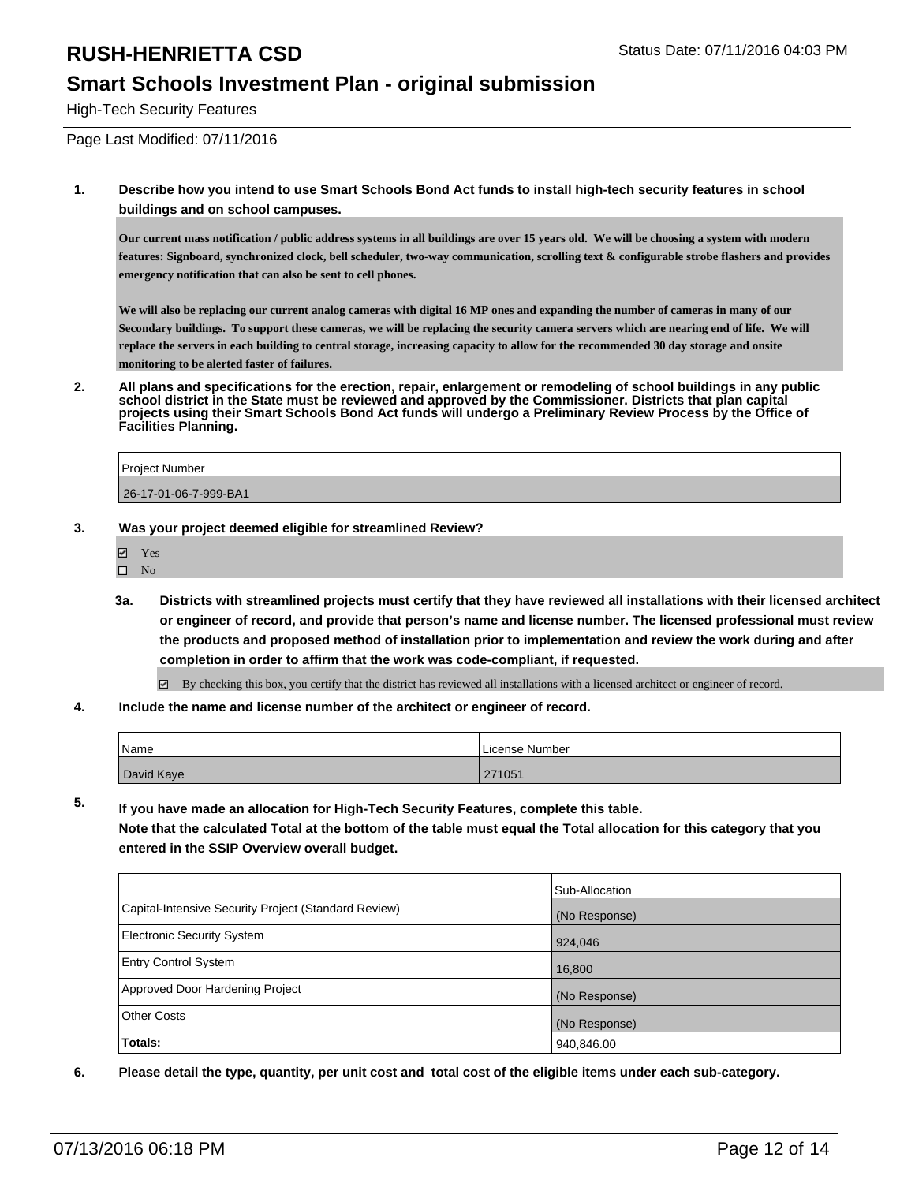# RUSH-HENRIETTA CSD

Status Date: 07/11/2016 04:03 PM

## Smart Schools Investment Plan - original submission

High-Tech Security Features

Page Last Modified: 07/11/2016

**1. Describe how you intend to use Smart Schools Bond Act funds to install high-tech security features in school buildings and on school campuses.**

**Our current mass notification / public address systems in all buildings are over 15 years old. We will be choosing a system with modern features: Signboard, synchronized clock, bell scheduler, two-way communication, scrolling text & configurable strobe flashers and provides emergency notification that can also be sent to cell phones.**

**We will also be replacing our current analog cameras with digital 16 MP ones and expanding the number of cameras in many of our Secondary buildings. To support these cameras, we will be replacing the security camera servers which are nearing end of life. We will replace the servers in each building to central storage, increasing capacity to allow for the recommended 30 day storage and onsite monitoring to be alerted faster of failures.**

**2. All plans and specifications for the erection, repair, enlargement or remodeling of school buildings in any public school district in the State must be reviewed and approved by the Commissioner. Districts that plan capital projects using their Smart Schools Bond Act funds will undergo a Preliminary Review Process by the Office of Facilities Planning.**

| Project Number |
|---|
| 26-17-01-06-7-999-BA1 |

**3. Was your project deemed eligible for streamlined Review?**

- ☑ Yes
- ☐ No

**3a. Districts with streamlined projects must certify that they have reviewed all installations with their licensed architect or engineer of record, and provide that person's name and license number. The licensed professional must review the products and proposed method of installation prior to implementation and review the work during and after completion in order to affirm that the work was code-compliant, if requested.**

- ☑ By checking this box, you certify that the district has reviewed all installations with a licensed architect or engineer of record.

**4. Include the name and license number of the architect or engineer of record.**

| Name | License Number |
|---|---|
| David Kaye | 271051 |

**5. If you have made an allocation for High-Tech Security Features, complete this table.**
**Note that the calculated Total at the bottom of the table must equal the Total allocation for this category that you entered in the SSIP Overview overall budget.**

| | Sub-Allocation |
|---|---|
| Capital-Intensive Security Project (Standard Review) | (No Response) |
| Electronic Security System | 924,046 |
| Entry Control System | 16,800 |
| Approved Door Hardening Project | (No Response) |
| Other Costs | (No Response) |
| **Totals:** | 940,846.00 |

**6. Please detail the type, quantity, per unit cost and total cost of the eligible items under each sub-category.**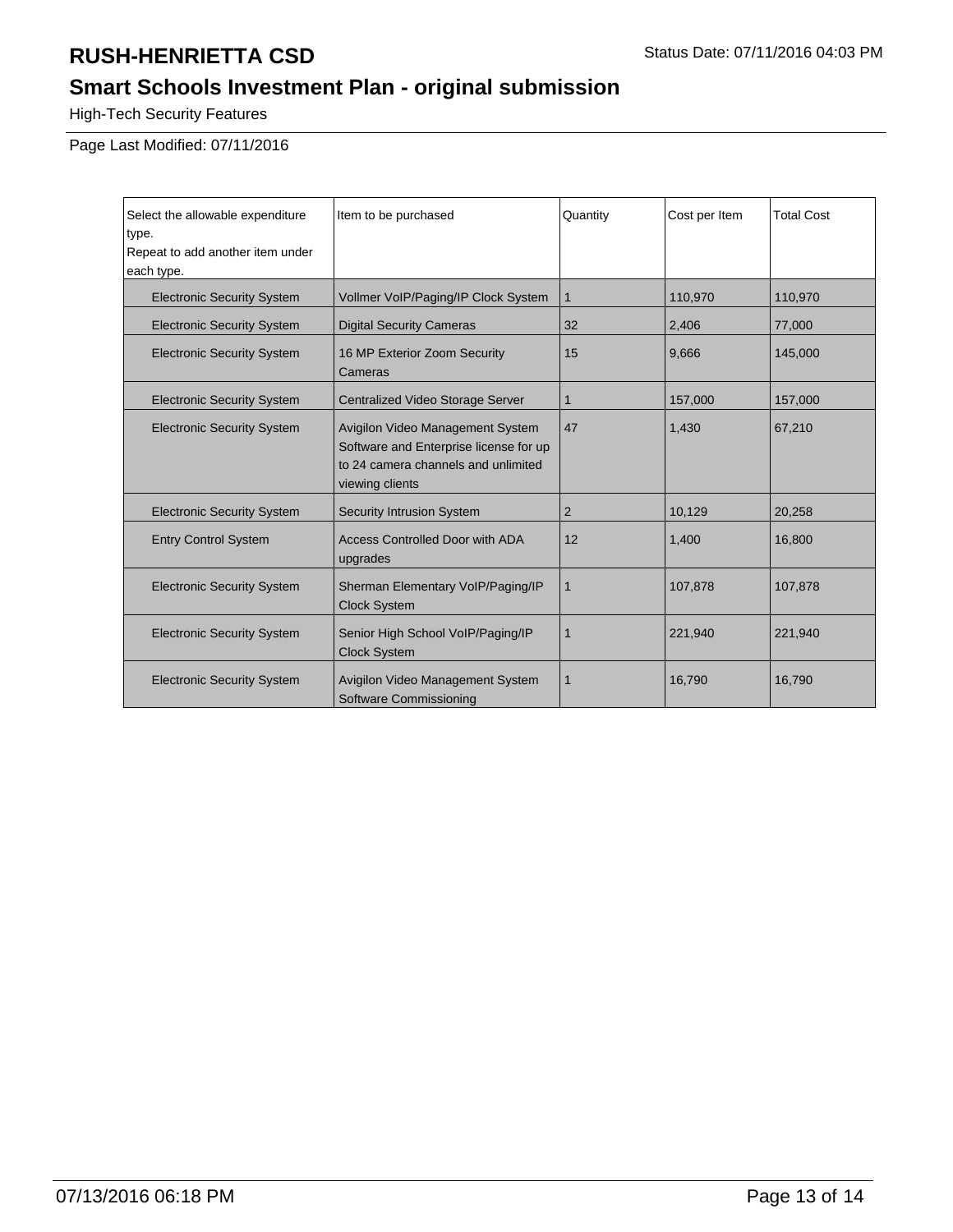# RUSH-HENRIETTA CSD

Status Date: 07/11/2016 04:03 PM

## Smart Schools Investment Plan - original submission

High-Tech Security Features

Page Last Modified: 07/11/2016

| Select the allowable expenditure type. Repeat to add another item under each type. | Item to be purchased | Quantity | Cost per Item | Total Cost |
| --- | --- | --- | --- | --- |
| Electronic Security System | Vollmer VoIP/Paging/IP Clock System | 1 | 110,970 | 110,970 |
| Electronic Security System | Digital Security Cameras | 32 | 2,406 | 77,000 |
| Electronic Security System | 16 MP Exterior Zoom Security Cameras | 15 | 9,666 | 145,000 |
| Electronic Security System | Centralized Video Storage Server | 1 | 157,000 | 157,000 |
| Electronic Security System | Avigilon Video Management System Software and Enterprise license for up to 24 camera channels and unlimited viewing clients | 47 | 1,430 | 67,210 |
| Electronic Security System | Security Intrusion System | 2 | 10,129 | 20,258 |
| Entry Control System | Access Controlled Door with ADA upgrades | 12 | 1,400 | 16,800 |
| Electronic Security System | Sherman Elementary VoIP/Paging/IP Clock System | 1 | 107,878 | 107,878 |
| Electronic Security System | Senior High School VoIP/Paging/IP Clock System | 1 | 221,940 | 221,940 |
| Electronic Security System | Avigilon Video Management System Software Commissioning | 1 | 16,790 | 16,790 |